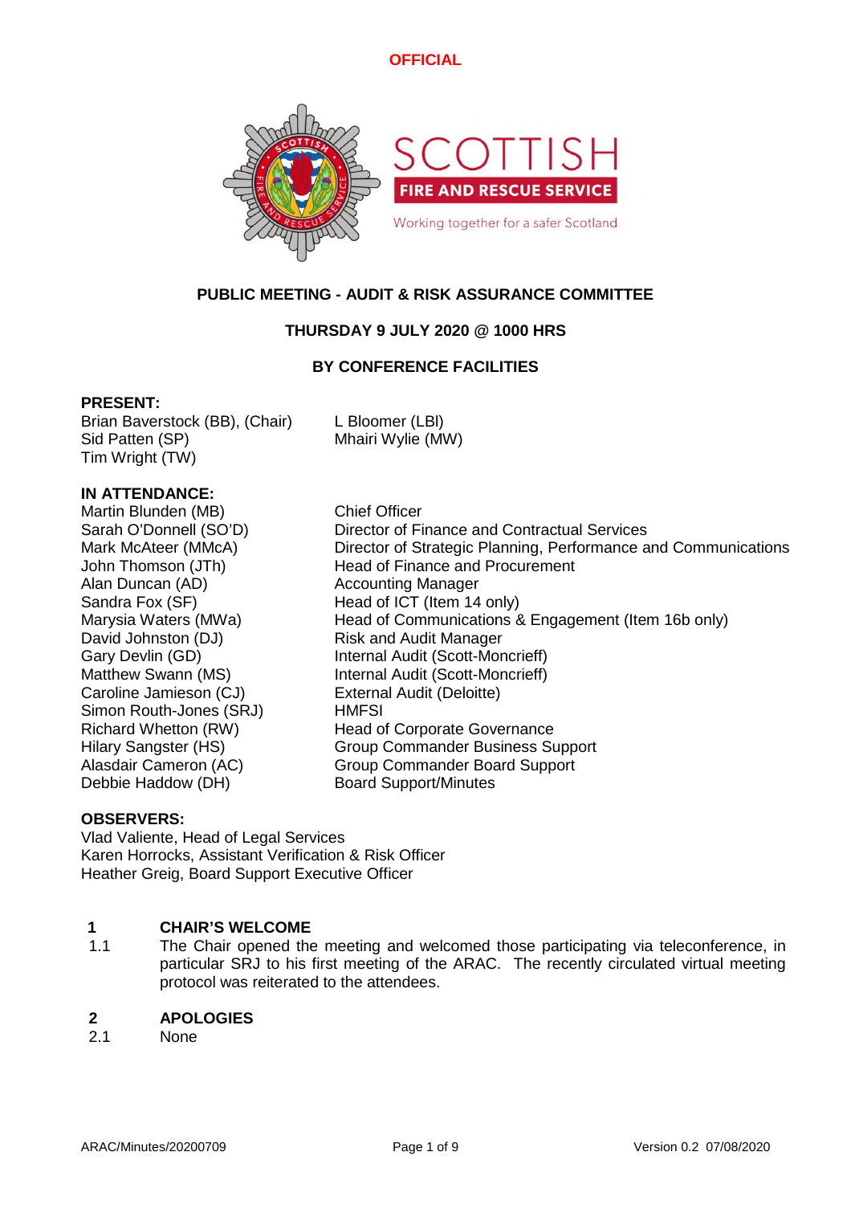**OFFICIAL**

SCOTTISH
FIRE AND RESCUE SERVICE
Working together for a safer Scotland

# PUBLIC MEETING - AUDIT & RISK ASSURANCE COMMITTEE

## THURSDAY 9 JULY 2020 @ 1000 HRS

## BY CONFERENCE FACILITIES

**PRESENT:**

Brian Baverstock (BB), (Chair)
Sid Patten (SP)
Tim Wright (TW)
L Bloomer (LBl)
Mhairi Wylie (MW)

**IN ATTENDANCE:**

| | |
|---|---|
| Martin Blunden (MB) | Chief Officer |
| Sarah O'Donnell (SO'D) | Director of Finance and Contractual Services |
| Mark McAteer (MMcA) | Director of Strategic Planning, Performance and Communications |
| John Thomson (JTh) | Head of Finance and Procurement |
| Alan Duncan (AD) | Accounting Manager |
| Sandra Fox (SF) | Head of ICT (Item 14 only) |
| Marysia Waters (MWa) | Head of Communications & Engagement (Item 16b only) |
| David Johnston (DJ) | Risk and Audit Manager |
| Gary Devlin (GD) | Internal Audit (Scott-Moncrieff) |
| Matthew Swann (MS) | Internal Audit (Scott-Moncrieff) |
| Caroline Jamieson (CJ) | External Audit (Deloitte) |
| Simon Routh-Jones (SRJ) | HMFSI |
| Richard Whetton (RW) | Head of Corporate Governance |
| Hilary Sangster (HS) | Group Commander Business Support |
| Alasdair Cameron (AC) | Group Commander Board Support |
| Debbie Haddow (DH) | Board Support/Minutes |

**OBSERVERS:**

Vlad Valiente, Head of Legal Services
Karen Horrocks, Assistant Verification & Risk Officer
Heather Greig, Board Support Executive Officer

**1 CHAIR'S WELCOME**

1.1 The Chair opened the meeting and welcomed those participating via teleconference, in particular SRJ to his first meeting of the ARAC. The recently circulated virtual meeting protocol was reiterated to the attendees.

**2 APOLOGIES**

2.1 None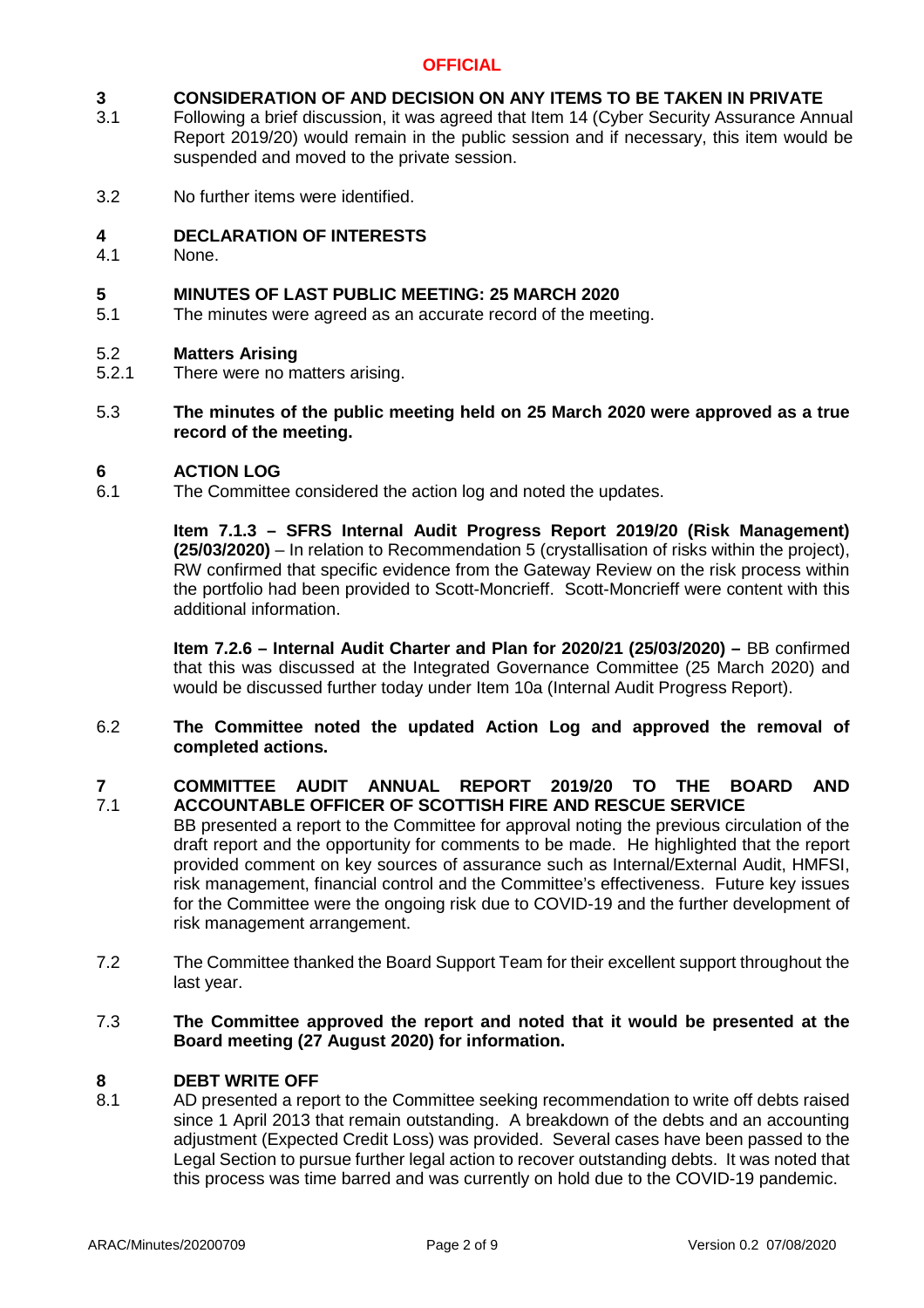**OFFICIAL**

## 3 CONSIDERATION OF AND DECISION ON ANY ITEMS TO BE TAKEN IN PRIVATE

3.1 Following a brief discussion, it was agreed that Item 14 (Cyber Security Assurance Annual Report 2019/20) would remain in the public session and if necessary, this item would be suspended and moved to the private session.

3.2 No further items were identified.

## 4 DECLARATION OF INTERESTS

4.1 None.

## 5 MINUTES OF LAST PUBLIC MEETING: 25 MARCH 2020

5.1 The minutes were agreed as an accurate record of the meeting.

### 5.2 Matters Arising

5.2.1 There were no matters arising.

5.3 **The minutes of the public meeting held on 25 March 2020 were approved as a true record of the meeting.**

## 6 ACTION LOG

6.1 The Committee considered the action log and noted the updates.

**Item 7.1.3 – SFRS Internal Audit Progress Report 2019/20 (Risk Management) (25/03/2020)** – In relation to Recommendation 5 (crystallisation of risks within the project), RW confirmed that specific evidence from the Gateway Review on the risk process within the portfolio had been provided to Scott-Moncrieff. Scott-Moncrieff were content with this additional information.

**Item 7.2.6 – Internal Audit Charter and Plan for 2020/21 (25/03/2020) –** BB confirmed that this was discussed at the Integrated Governance Committee (25 March 2020) and would be discussed further today under Item 10a (Internal Audit Progress Report).

6.2 **The Committee noted the updated Action Log and approved the removal of completed actions.**

## 7 COMMITTEE AUDIT ANNUAL REPORT 2019/20 TO THE BOARD AND ACCOUNTABLE OFFICER OF SCOTTISH FIRE AND RESCUE SERVICE

7.1 BB presented a report to the Committee for approval noting the previous circulation of the draft report and the opportunity for comments to be made. He highlighted that the report provided comment on key sources of assurance such as Internal/External Audit, HMFSI, risk management, financial control and the Committee's effectiveness. Future key issues for the Committee were the ongoing risk due to COVID-19 and the further development of risk management arrangement.

7.2 The Committee thanked the Board Support Team for their excellent support throughout the last year.

7.3 **The Committee approved the report and noted that it would be presented at the Board meeting (27 August 2020) for information.**

## 8 DEBT WRITE OFF

8.1 AD presented a report to the Committee seeking recommendation to write off debts raised since 1 April 2013 that remain outstanding. A breakdown of the debts and an accounting adjustment (Expected Credit Loss) was provided. Several cases have been passed to the Legal Section to pursue further legal action to recover outstanding debts. It was noted that this process was time barred and was currently on hold due to the COVID-19 pandemic.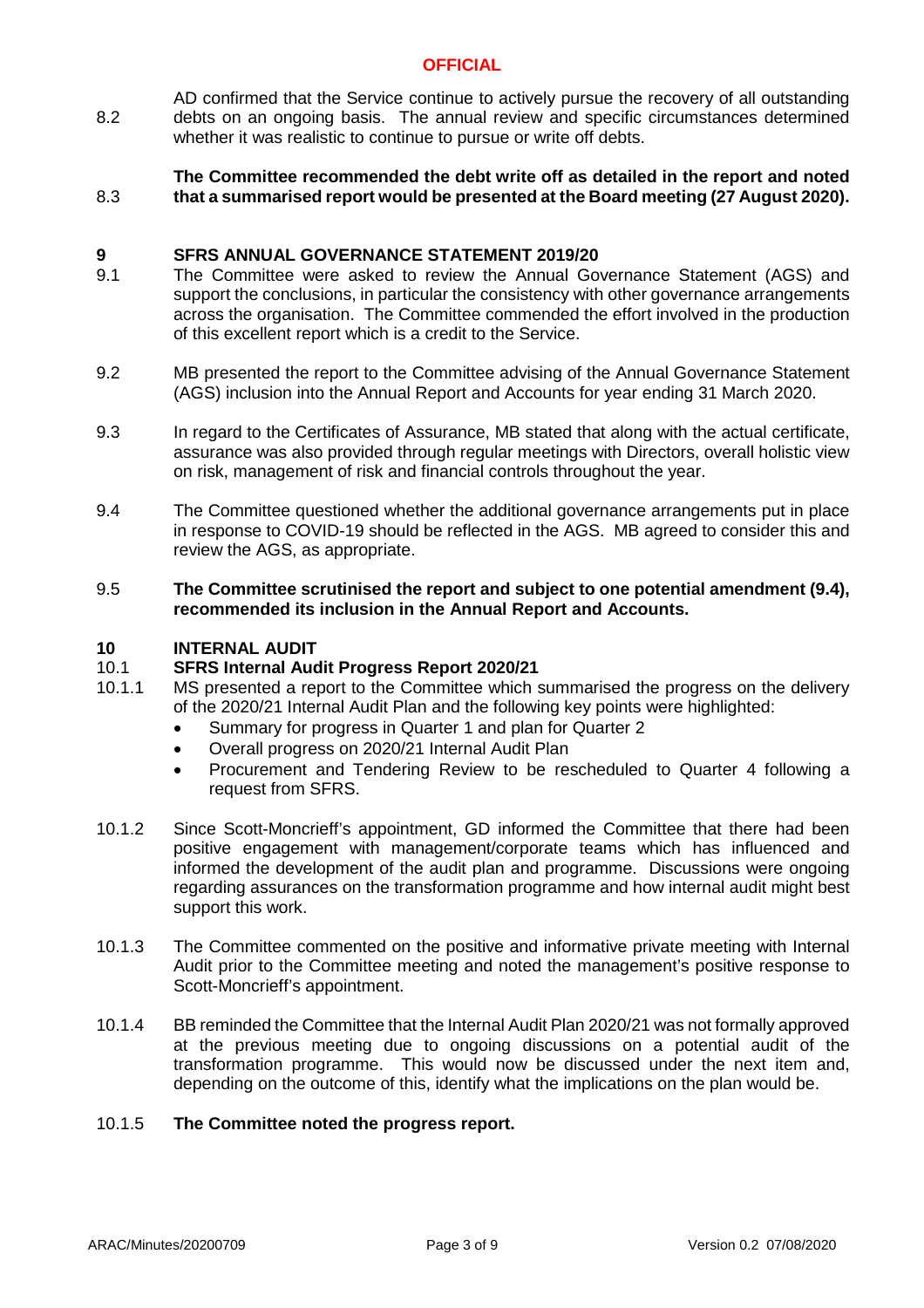8.2 AD confirmed that the Service continue to actively pursue the recovery of all outstanding debts on an ongoing basis. The annual review and specific circumstances determined whether it was realistic to continue to pursue or write off debts.

8.3 **The Committee recommended the debt write off as detailed in the report and noted that a summarised report would be presented at the Board meeting (27 August 2020).**

## 9 SFRS ANNUAL GOVERNANCE STATEMENT 2019/20

9.1 The Committee were asked to review the Annual Governance Statement (AGS) and support the conclusions, in particular the consistency with other governance arrangements across the organisation. The Committee commended the effort involved in the production of this excellent report which is a credit to the Service.

9.2 MB presented the report to the Committee advising of the Annual Governance Statement (AGS) inclusion into the Annual Report and Accounts for year ending 31 March 2020.

9.3 In regard to the Certificates of Assurance, MB stated that along with the actual certificate, assurance was also provided through regular meetings with Directors, overall holistic view on risk, management of risk and financial controls throughout the year.

9.4 The Committee questioned whether the additional governance arrangements put in place in response to COVID-19 should be reflected in the AGS. MB agreed to consider this and review the AGS, as appropriate.

9.5 **The Committee scrutinised the report and subject to one potential amendment (9.4), recommended its inclusion in the Annual Report and Accounts.**

## 10 INTERNAL AUDIT

### 10.1 SFRS Internal Audit Progress Report 2020/21

10.1.1 MS presented a report to the Committee which summarised the progress on the delivery of the 2020/21 Internal Audit Plan and the following key points were highlighted:

- Summary for progress in Quarter 1 and plan for Quarter 2
- Overall progress on 2020/21 Internal Audit Plan
- Procurement and Tendering Review to be rescheduled to Quarter 4 following a request from SFRS.

10.1.2 Since Scott-Moncrieff's appointment, GD informed the Committee that there had been positive engagement with management/corporate teams which has influenced and informed the development of the audit plan and programme. Discussions were ongoing regarding assurances on the transformation programme and how internal audit might best support this work.

10.1.3 The Committee commented on the positive and informative private meeting with Internal Audit prior to the Committee meeting and noted the management's positive response to Scott-Moncrieff's appointment.

10.1.4 BB reminded the Committee that the Internal Audit Plan 2020/21 was not formally approved at the previous meeting due to ongoing discussions on a potential audit of the transformation programme. This would now be discussed under the next item and, depending on the outcome of this, identify what the implications on the plan would be.

10.1.5 **The Committee noted the progress report.**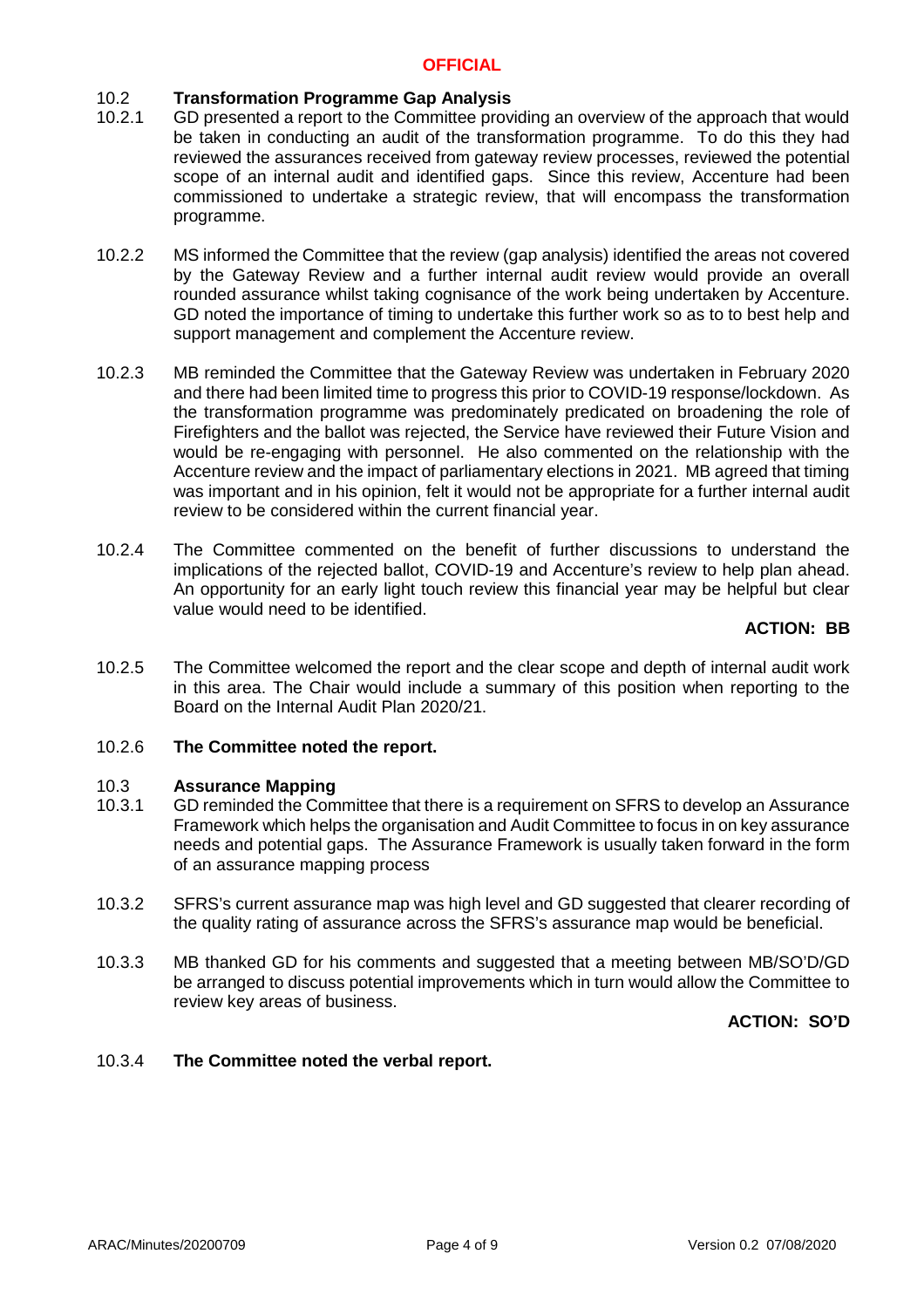**OFFICIAL**

## 10.2 Transformation Programme Gap Analysis

10.2.1 GD presented a report to the Committee providing an overview of the approach that would be taken in conducting an audit of the transformation programme. To do this they had reviewed the assurances received from gateway review processes, reviewed the potential scope of an internal audit and identified gaps. Since this review, Accenture had been commissioned to undertake a strategic review, that will encompass the transformation programme.

10.2.2 MS informed the Committee that the review (gap analysis) identified the areas not covered by the Gateway Review and a further internal audit review would provide an overall rounded assurance whilst taking cognisance of the work being undertaken by Accenture. GD noted the importance of timing to undertake this further work so as to to best help and support management and complement the Accenture review.

10.2.3 MB reminded the Committee that the Gateway Review was undertaken in February 2020 and there had been limited time to progress this prior to COVID-19 response/lockdown. As the transformation programme was predominately predicated on broadening the role of Firefighters and the ballot was rejected, the Service have reviewed their Future Vision and would be re-engaging with personnel. He also commented on the relationship with the Accenture review and the impact of parliamentary elections in 2021. MB agreed that timing was important and in his opinion, felt it would not be appropriate for a further internal audit review to be considered within the current financial year.

10.2.4 The Committee commented on the benefit of further discussions to understand the implications of the rejected ballot, COVID-19 and Accenture's review to help plan ahead. An opportunity for an early light touch review this financial year may be helpful but clear value would need to be identified.

**ACTION: BB**

10.2.5 The Committee welcomed the report and the clear scope and depth of internal audit work in this area. The Chair would include a summary of this position when reporting to the Board on the Internal Audit Plan 2020/21.

10.2.6 **The Committee noted the report.**

## 10.3 Assurance Mapping

10.3.1 GD reminded the Committee that there is a requirement on SFRS to develop an Assurance Framework which helps the organisation and Audit Committee to focus in on key assurance needs and potential gaps. The Assurance Framework is usually taken forward in the form of an assurance mapping process

10.3.2 SFRS's current assurance map was high level and GD suggested that clearer recording of the quality rating of assurance across the SFRS's assurance map would be beneficial.

10.3.3 MB thanked GD for his comments and suggested that a meeting between MB/SO'D/GD be arranged to discuss potential improvements which in turn would allow the Committee to review key areas of business.

**ACTION: SO'D**

10.3.4 **The Committee noted the verbal report.**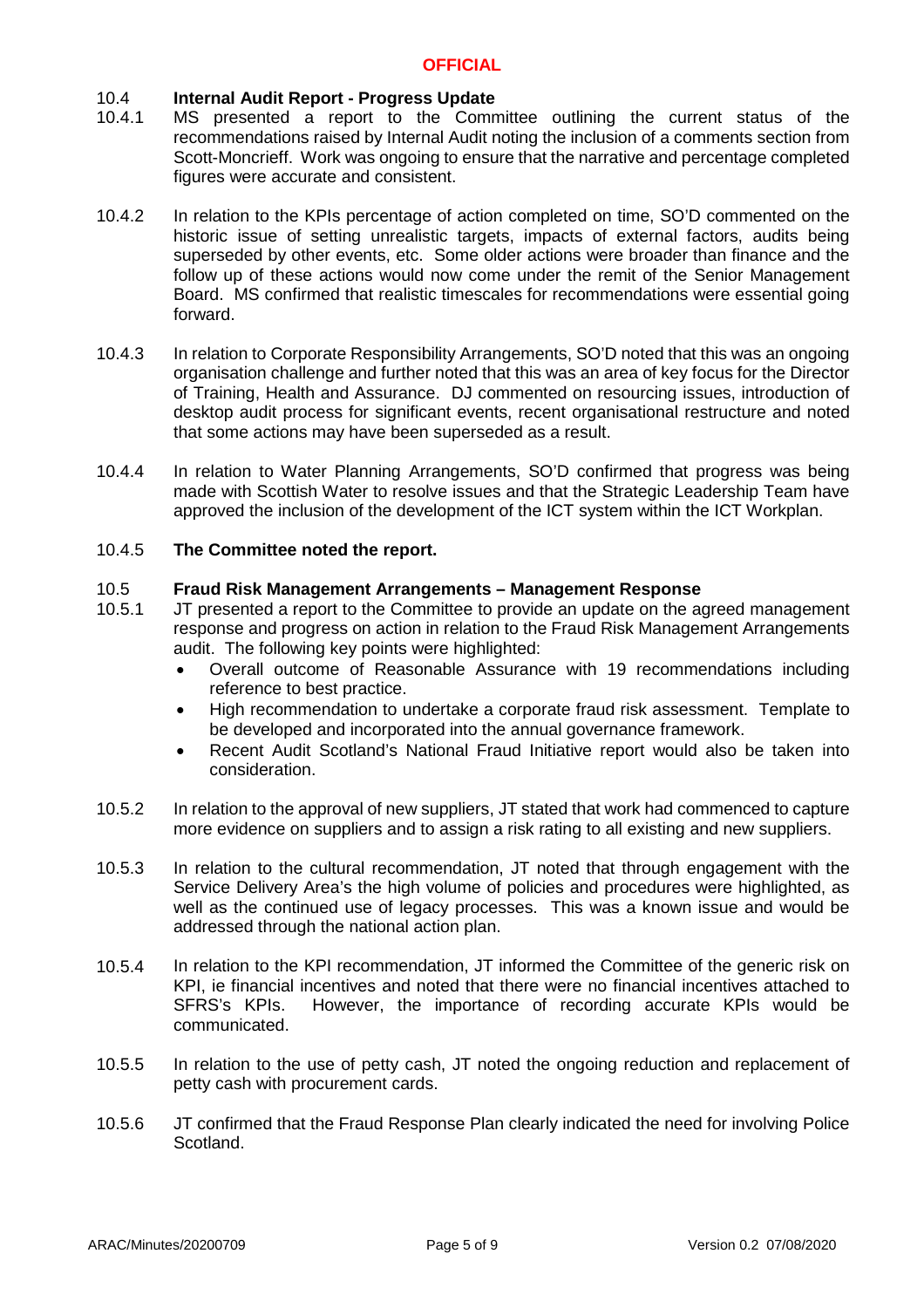**OFFICIAL**

10.4 **Internal Audit Report - Progress Update**

10.4.1 MS presented a report to the Committee outlining the current status of the recommendations raised by Internal Audit noting the inclusion of a comments section from Scott-Moncrieff. Work was ongoing to ensure that the narrative and percentage completed figures were accurate and consistent.

10.4.2 In relation to the KPIs percentage of action completed on time, SO'D commented on the historic issue of setting unrealistic targets, impacts of external factors, audits being superseded by other events, etc. Some older actions were broader than finance and the follow up of these actions would now come under the remit of the Senior Management Board. MS confirmed that realistic timescales for recommendations were essential going forward.

10.4.3 In relation to Corporate Responsibility Arrangements, SO'D noted that this was an ongoing organisation challenge and further noted that this was an area of key focus for the Director of Training, Health and Assurance. DJ commented on resourcing issues, introduction of desktop audit process for significant events, recent organisational restructure and noted that some actions may have been superseded as a result.

10.4.4 In relation to Water Planning Arrangements, SO'D confirmed that progress was being made with Scottish Water to resolve issues and that the Strategic Leadership Team have approved the inclusion of the development of the ICT system within the ICT Workplan.

10.4.5 **The Committee noted the report.**

10.5 **Fraud Risk Management Arrangements – Management Response**

10.5.1 JT presented a report to the Committee to provide an update on the agreed management response and progress on action in relation to the Fraud Risk Management Arrangements audit. The following key points were highlighted:

- Overall outcome of Reasonable Assurance with 19 recommendations including reference to best practice.
- High recommendation to undertake a corporate fraud risk assessment. Template to be developed and incorporated into the annual governance framework.
- Recent Audit Scotland's National Fraud Initiative report would also be taken into consideration.

10.5.2 In relation to the approval of new suppliers, JT stated that work had commenced to capture more evidence on suppliers and to assign a risk rating to all existing and new suppliers.

10.5.3 In relation to the cultural recommendation, JT noted that through engagement with the Service Delivery Area's the high volume of policies and procedures were highlighted, as well as the continued use of legacy processes. This was a known issue and would be addressed through the national action plan.

10.5.4 In relation to the KPI recommendation, JT informed the Committee of the generic risk on KPI, ie financial incentives and noted that there were no financial incentives attached to SFRS's KPIs. However, the importance of recording accurate KPIs would be communicated.

10.5.5 In relation to the use of petty cash, JT noted the ongoing reduction and replacement of petty cash with procurement cards.

10.5.6 JT confirmed that the Fraud Response Plan clearly indicated the need for involving Police Scotland.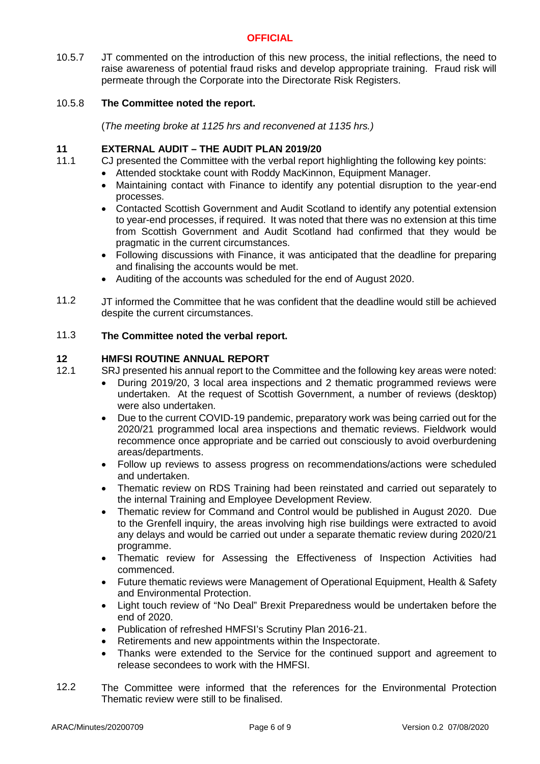10.5.7 JT commented on the introduction of this new process, the initial reflections, the need to raise awareness of potential fraud risks and develop appropriate training. Fraud risk will permeate through the Corporate into the Directorate Risk Registers.

10.5.8 **The Committee noted the report.**

(*The meeting broke at 1125 hrs and reconvened at 1135 hrs.)*

## 11 EXTERNAL AUDIT – THE AUDIT PLAN 2019/20

11.1 CJ presented the Committee with the verbal report highlighting the following key points:

- Attended stocktake count with Roddy MacKinnon, Equipment Manager.
- Maintaining contact with Finance to identify any potential disruption to the year-end processes.
- Contacted Scottish Government and Audit Scotland to identify any potential extension to year-end processes, if required. It was noted that there was no extension at this time from Scottish Government and Audit Scotland had confirmed that they would be pragmatic in the current circumstances.
- Following discussions with Finance, it was anticipated that the deadline for preparing and finalising the accounts would be met.
- Auditing of the accounts was scheduled for the end of August 2020.

11.2 JT informed the Committee that he was confident that the deadline would still be achieved despite the current circumstances.

11.3 **The Committee noted the verbal report.**

## 12 HMFSI ROUTINE ANNUAL REPORT

12.1 SRJ presented his annual report to the Committee and the following key areas were noted:

- During 2019/20, 3 local area inspections and 2 thematic programmed reviews were undertaken. At the request of Scottish Government, a number of reviews (desktop) were also undertaken.
- Due to the current COVID-19 pandemic, preparatory work was being carried out for the 2020/21 programmed local area inspections and thematic reviews. Fieldwork would recommence once appropriate and be carried out consciously to avoid overburdening areas/departments.
- Follow up reviews to assess progress on recommendations/actions were scheduled and undertaken.
- Thematic review on RDS Training had been reinstated and carried out separately to the internal Training and Employee Development Review.
- Thematic review for Command and Control would be published in August 2020. Due to the Grenfell inquiry, the areas involving high rise buildings were extracted to avoid any delays and would be carried out under a separate thematic review during 2020/21 programme.
- Thematic review for Assessing the Effectiveness of Inspection Activities had commenced.
- Future thematic reviews were Management of Operational Equipment, Health & Safety and Environmental Protection.
- Light touch review of "No Deal" Brexit Preparedness would be undertaken before the end of 2020.
- Publication of refreshed HMFSI's Scrutiny Plan 2016-21.
- Retirements and new appointments within the Inspectorate.
- Thanks were extended to the Service for the continued support and agreement to release secondees to work with the HMFSI.

12.2 The Committee were informed that the references for the Environmental Protection Thematic review were still to be finalised.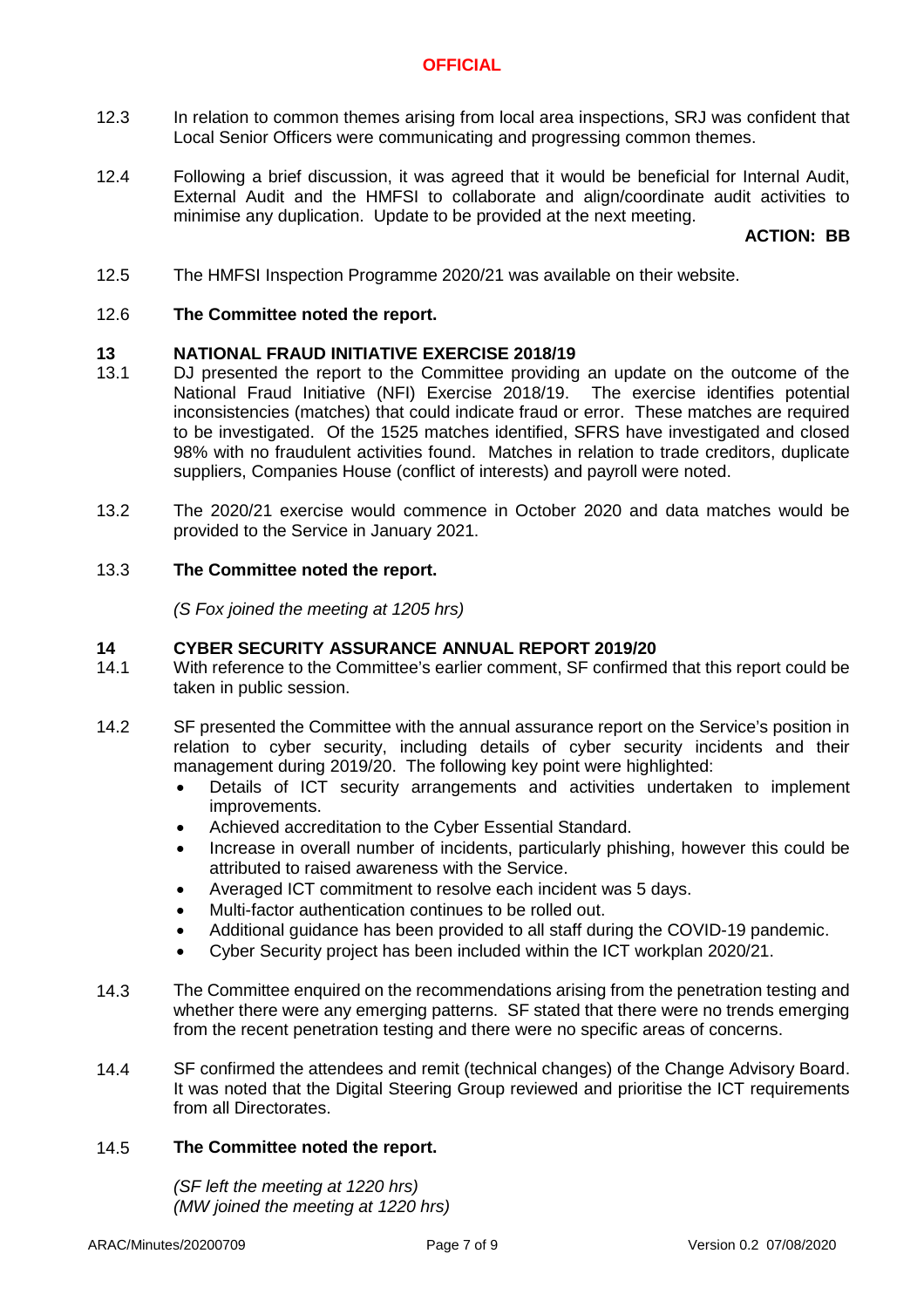12.3 In relation to common themes arising from local area inspections, SRJ was confident that Local Senior Officers were communicating and progressing common themes.

12.4 Following a brief discussion, it was agreed that it would be beneficial for Internal Audit, External Audit and the HMFSI to collaborate and align/coordinate audit activities to minimise any duplication. Update to be provided at the next meeting.

**ACTION: BB**

12.5 The HMFSI Inspection Programme 2020/21 was available on their website.

12.6 **The Committee noted the report.**

## 13 NATIONAL FRAUD INITIATIVE EXERCISE 2018/19

13.1 DJ presented the report to the Committee providing an update on the outcome of the National Fraud Initiative (NFI) Exercise 2018/19. The exercise identifies potential inconsistencies (matches) that could indicate fraud or error. These matches are required to be investigated. Of the 1525 matches identified, SFRS have investigated and closed 98% with no fraudulent activities found. Matches in relation to trade creditors, duplicate suppliers, Companies House (conflict of interests) and payroll were noted.

13.2 The 2020/21 exercise would commence in October 2020 and data matches would be provided to the Service in January 2021.

13.3 **The Committee noted the report.**

*(S Fox joined the meeting at 1205 hrs)*

## 14 CYBER SECURITY ASSURANCE ANNUAL REPORT 2019/20

14.1 With reference to the Committee's earlier comment, SF confirmed that this report could be taken in public session.

14.2 SF presented the Committee with the annual assurance report on the Service's position in relation to cyber security, including details of cyber security incidents and their management during 2019/20. The following key point were highlighted:

- Details of ICT security arrangements and activities undertaken to implement improvements.
- Achieved accreditation to the Cyber Essential Standard.
- Increase in overall number of incidents, particularly phishing, however this could be attributed to raised awareness with the Service.
- Averaged ICT commitment to resolve each incident was 5 days.
- Multi-factor authentication continues to be rolled out.
- Additional guidance has been provided to all staff during the COVID-19 pandemic.
- Cyber Security project has been included within the ICT workplan 2020/21.

14.3 The Committee enquired on the recommendations arising from the penetration testing and whether there were any emerging patterns. SF stated that there were no trends emerging from the recent penetration testing and there were no specific areas of concerns.

14.4 SF confirmed the attendees and remit (technical changes) of the Change Advisory Board. It was noted that the Digital Steering Group reviewed and prioritise the ICT requirements from all Directorates.

14.5 **The Committee noted the report.**

*(SF left the meeting at 1220 hrs)*
*(MW joined the meeting at 1220 hrs)*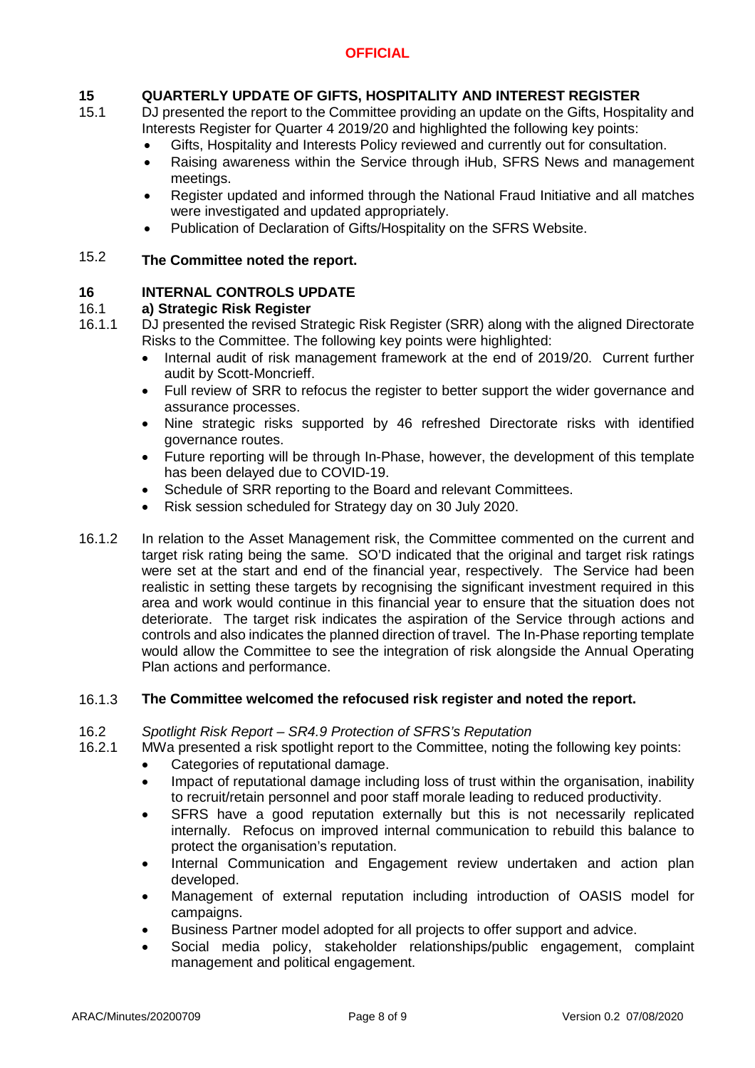**15 QUARTERLY UPDATE OF GIFTS, HOSPITALITY AND INTEREST REGISTER**

15.1 DJ presented the report to the Committee providing an update on the Gifts, Hospitality and Interests Register for Quarter 4 2019/20 and highlighted the following key points:

- Gifts, Hospitality and Interests Policy reviewed and currently out for consultation.
- Raising awareness within the Service through iHub, SFRS News and management meetings.
- Register updated and informed through the National Fraud Initiative and all matches were investigated and updated appropriately.
- Publication of Declaration of Gifts/Hospitality on the SFRS Website.

15.2 **The Committee noted the report.**

**16 INTERNAL CONTROLS UPDATE**

16.1 **a) Strategic Risk Register**

16.1.1 DJ presented the revised Strategic Risk Register (SRR) along with the aligned Directorate Risks to the Committee. The following key points were highlighted:

- Internal audit of risk management framework at the end of 2019/20. Current further audit by Scott-Moncrieff.
- Full review of SRR to refocus the register to better support the wider governance and assurance processes.
- Nine strategic risks supported by 46 refreshed Directorate risks with identified governance routes.
- Future reporting will be through In-Phase, however, the development of this template has been delayed due to COVID-19.
- Schedule of SRR reporting to the Board and relevant Committees.
- Risk session scheduled for Strategy day on 30 July 2020.

16.1.2 In relation to the Asset Management risk, the Committee commented on the current and target risk rating being the same. SO'D indicated that the original and target risk ratings were set at the start and end of the financial year, respectively. The Service had been realistic in setting these targets by recognising the significant investment required in this area and work would continue in this financial year to ensure that the situation does not deteriorate. The target risk indicates the aspiration of the Service through actions and controls and also indicates the planned direction of travel. The In-Phase reporting template would allow the Committee to see the integration of risk alongside the Annual Operating Plan actions and performance.

16.1.3 **The Committee welcomed the refocused risk register and noted the report.**

16.2 *Spotlight Risk Report – SR4.9 Protection of SFRS's Reputation*

16.2.1 MWa presented a risk spotlight report to the Committee, noting the following key points:

- Categories of reputational damage.
- Impact of reputational damage including loss of trust within the organisation, inability to recruit/retain personnel and poor staff morale leading to reduced productivity.
- SFRS have a good reputation externally but this is not necessarily replicated internally. Refocus on improved internal communication to rebuild this balance to protect the organisation's reputation.
- Internal Communication and Engagement review undertaken and action plan developed.
- Management of external reputation including introduction of OASIS model for campaigns.
- Business Partner model adopted for all projects to offer support and advice.
- Social media policy, stakeholder relationships/public engagement, complaint management and political engagement.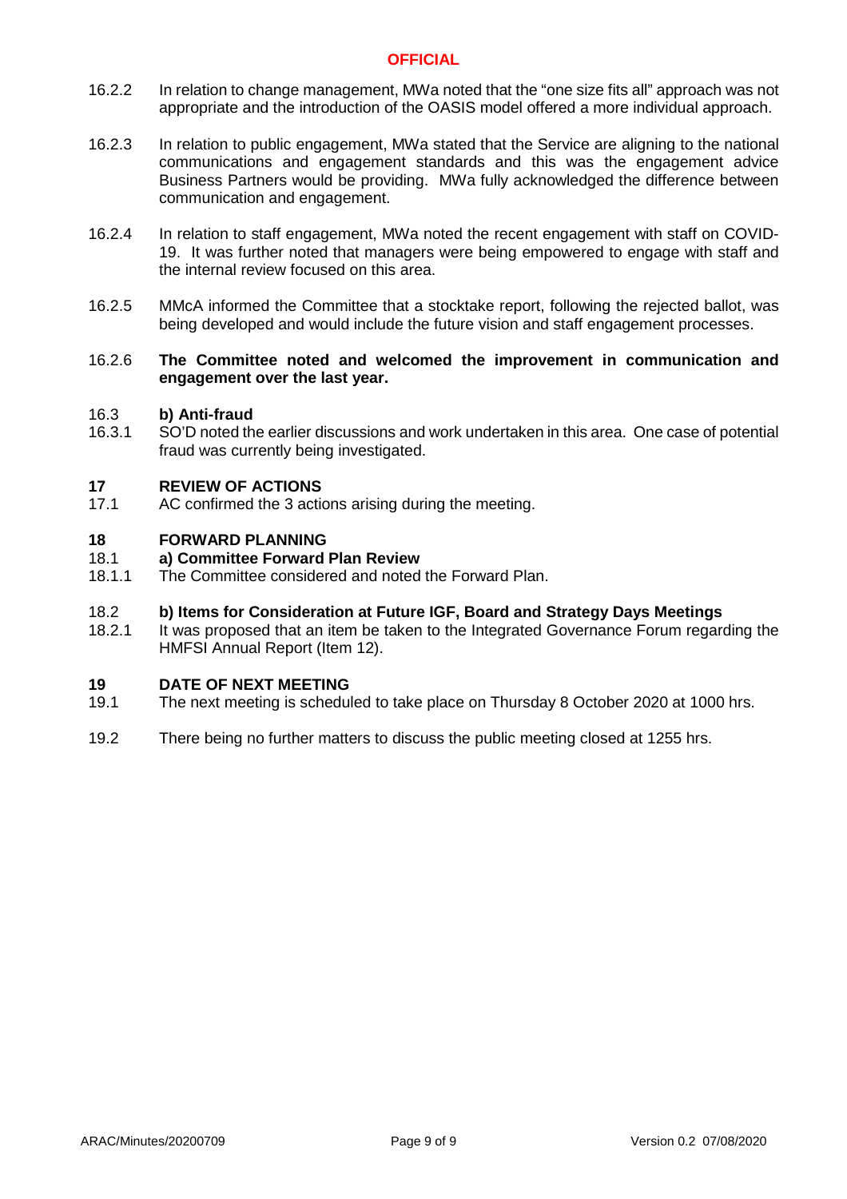16.2.2 In relation to change management, MWa noted that the "one size fits all" approach was not appropriate and the introduction of the OASIS model offered a more individual approach.

16.2.3 In relation to public engagement, MWa stated that the Service are aligning to the national communications and engagement standards and this was the engagement advice Business Partners would be providing. MWa fully acknowledged the difference between communication and engagement.

16.2.4 In relation to staff engagement, MWa noted the recent engagement with staff on COVID-19. It was further noted that managers were being empowered to engage with staff and the internal review focused on this area.

16.2.5 MMcA informed the Committee that a stocktake report, following the rejected ballot, was being developed and would include the future vision and staff engagement processes.

16.2.6 **The Committee noted and welcomed the improvement in communication and engagement over the last year.**

16.3 **b) Anti-fraud**

16.3.1 SO'D noted the earlier discussions and work undertaken in this area. One case of potential fraud was currently being investigated.

## 17 REVIEW OF ACTIONS

17.1 AC confirmed the 3 actions arising during the meeting.

## 18 FORWARD PLANNING

18.1 **a) Committee Forward Plan Review**

18.1.1 The Committee considered and noted the Forward Plan.

18.2 **b) Items for Consideration at Future IGF, Board and Strategy Days Meetings**

18.2.1 It was proposed that an item be taken to the Integrated Governance Forum regarding the HMFSI Annual Report (Item 12).

## 19 DATE OF NEXT MEETING

19.1 The next meeting is scheduled to take place on Thursday 8 October 2020 at 1000 hrs.

19.2 There being no further matters to discuss the public meeting closed at 1255 hrs.